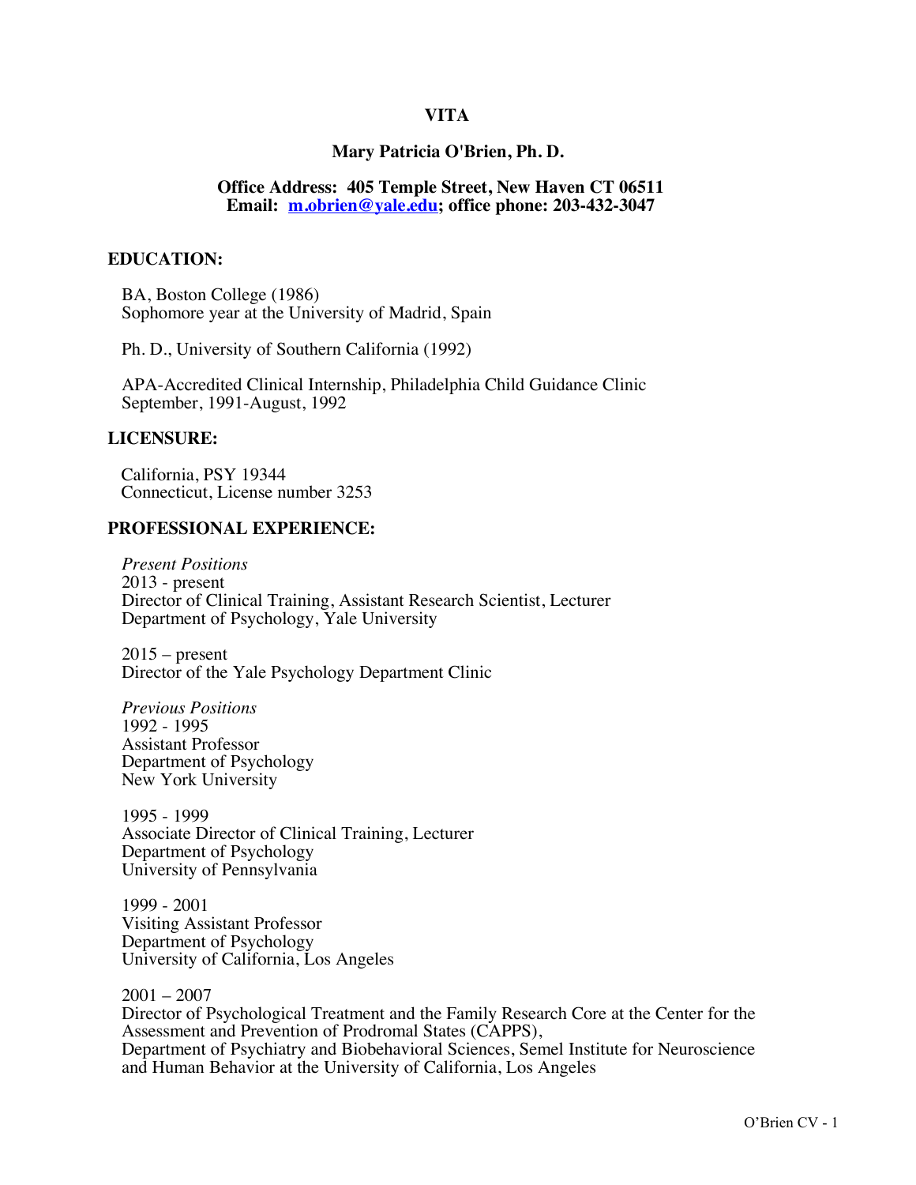# VITA

## Mary Patricia O'Brien, Ph. D.

**Office Address: 405 Temple Street, New Haven CT 06511**
**Email: [m.obrien@yale.edu](mailto:m.obrien@yale.edu); office phone: 203-432-3047**

## EDUCATION:

BA, Boston College (1986)
Sophomore year at the University of Madrid, Spain

Ph. D., University of Southern California (1992)

APA-Accredited Clinical Internship, Philadelphia Child Guidance Clinic
September, 1991-August, 1992

## LICENSURE:

California, PSY 19344
Connecticut, License number 3253

## PROFESSIONAL EXPERIENCE:

*Present Positions*
2013 - present
Director of Clinical Training, Assistant Research Scientist, Lecturer
Department of Psychology, Yale University

2015 – present
Director of the Yale Psychology Department Clinic

*Previous Positions*
1992 - 1995
Assistant Professor
Department of Psychology
New York University

1995 - 1999
Associate Director of Clinical Training, Lecturer
Department of Psychology
University of Pennsylvania

1999 - 2001
Visiting Assistant Professor
Department of Psychology
University of California, Los Angeles

2001 – 2007
Director of Psychological Treatment and the Family Research Core at the Center for the Assessment and Prevention of Prodromal States (CAPPS),
Department of Psychiatry and Biobehavioral Sciences, Semel Institute for Neuroscience and Human Behavior at the University of California, Los Angeles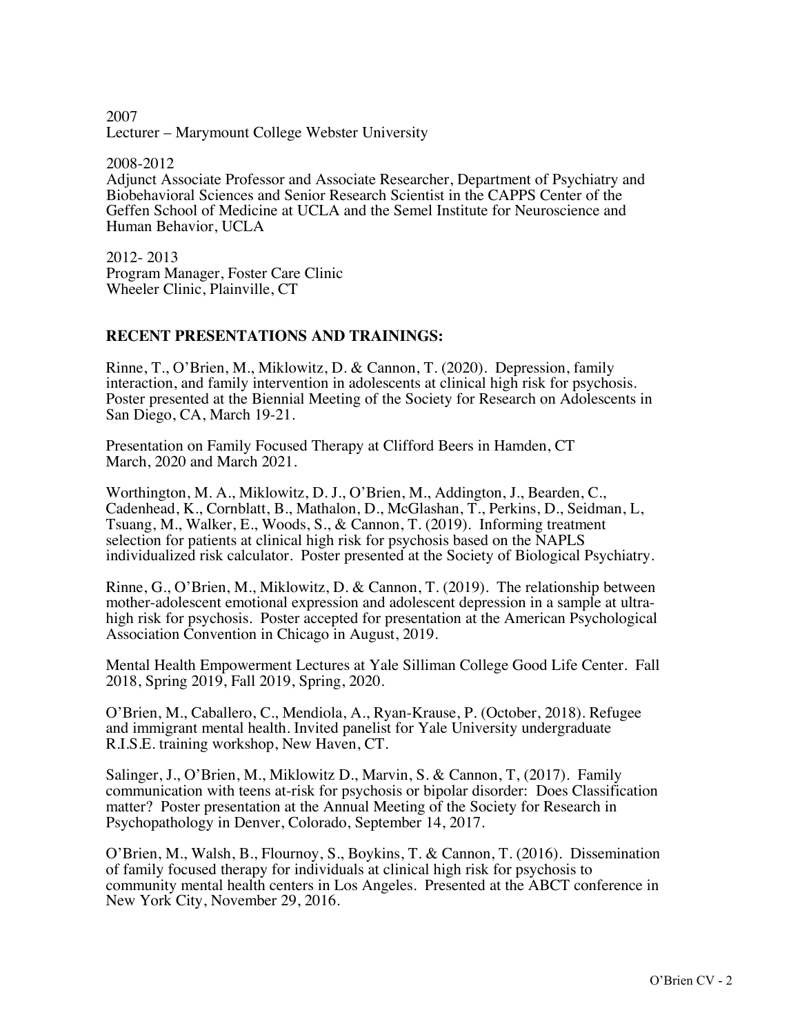2007
Lecturer – Marymount College Webster University

2008-2012
Adjunct Associate Professor and Associate Researcher, Department of Psychiatry and Biobehavioral Sciences and Senior Research Scientist in the CAPPS Center of the Geffen School of Medicine at UCLA and the Semel Institute for Neuroscience and Human Behavior, UCLA

2012- 2013
Program Manager, Foster Care Clinic
Wheeler Clinic, Plainville, CT

## RECENT PRESENTATIONS AND TRAININGS:

Rinne, T., O'Brien, M., Miklowitz, D. & Cannon, T. (2020). Depression, family interaction, and family intervention in adolescents at clinical high risk for psychosis. Poster presented at the Biennial Meeting of the Society for Research on Adolescents in San Diego, CA, March 19-21.

Presentation on Family Focused Therapy at Clifford Beers in Hamden, CT
March, 2020 and March 2021.

Worthington, M. A., Miklowitz, D. J., O'Brien, M., Addington, J., Bearden, C., Cadenhead, K., Cornblatt, B., Mathalon, D., McGlashan, T., Perkins, D., Seidman, L, Tsuang, M., Walker, E., Woods, S., & Cannon, T. (2019). Informing treatment selection for patients at clinical high risk for psychosis based on the NAPLS individualized risk calculator. Poster presented at the Society of Biological Psychiatry.

Rinne, G., O'Brien, M., Miklowitz, D. & Cannon, T. (2019). The relationship between mother-adolescent emotional expression and adolescent depression in a sample at ultra-high risk for psychosis. Poster accepted for presentation at the American Psychological Association Convention in Chicago in August, 2019.

Mental Health Empowerment Lectures at Yale Silliman College Good Life Center. Fall 2018, Spring 2019, Fall 2019, Spring, 2020.

O'Brien, M., Caballero, C., Mendiola, A., Ryan-Krause, P. (October, 2018). Refugee and immigrant mental health. Invited panelist for Yale University undergraduate R.I.S.E. training workshop, New Haven, CT.

Salinger, J., O'Brien, M., Miklowitz D., Marvin, S. & Cannon, T, (2017). Family communication with teens at-risk for psychosis or bipolar disorder: Does Classification matter? Poster presentation at the Annual Meeting of the Society for Research in Psychopathology in Denver, Colorado, September 14, 2017.

O'Brien, M., Walsh, B., Flournoy, S., Boykins, T. & Cannon, T. (2016). Dissemination of family focused therapy for individuals at clinical high risk for psychosis to community mental health centers in Los Angeles. Presented at the ABCT conference in New York City, November 29, 2016.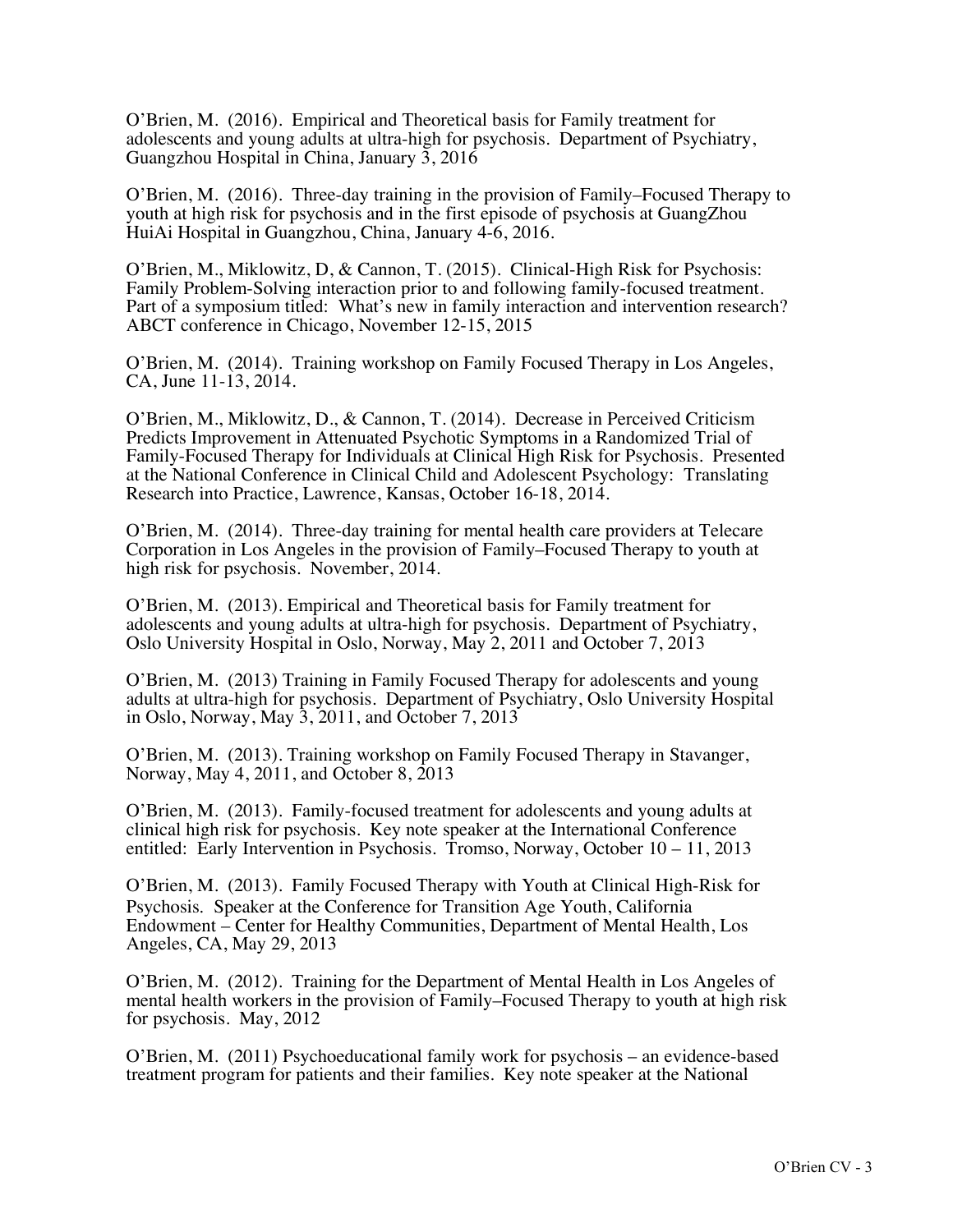O'Brien, M. (2016). Empirical and Theoretical basis for Family treatment for adolescents and young adults at ultra-high for psychosis. Department of Psychiatry, Guangzhou Hospital in China, January 3, 2016

O'Brien, M. (2016). Three-day training in the provision of Family–Focused Therapy to youth at high risk for psychosis and in the first episode of psychosis at GuangZhou HuiAi Hospital in Guangzhou, China, January 4-6, 2016.

O'Brien, M., Miklowitz, D, & Cannon, T. (2015). Clinical-High Risk for Psychosis: Family Problem-Solving interaction prior to and following family-focused treatment. Part of a symposium titled: What's new in family interaction and intervention research? ABCT conference in Chicago, November 12-15, 2015

O'Brien, M. (2014). Training workshop on Family Focused Therapy in Los Angeles, CA, June 11-13, 2014.

O'Brien, M., Miklowitz, D., & Cannon, T. (2014). Decrease in Perceived Criticism Predicts Improvement in Attenuated Psychotic Symptoms in a Randomized Trial of Family-Focused Therapy for Individuals at Clinical High Risk for Psychosis. Presented at the National Conference in Clinical Child and Adolescent Psychology: Translating Research into Practice, Lawrence, Kansas, October 16-18, 2014.

O'Brien, M. (2014). Three-day training for mental health care providers at Telecare Corporation in Los Angeles in the provision of Family–Focused Therapy to youth at high risk for psychosis. November, 2014.

O'Brien, M. (2013). Empirical and Theoretical basis for Family treatment for adolescents and young adults at ultra-high for psychosis. Department of Psychiatry, Oslo University Hospital in Oslo, Norway, May 2, 2011 and October 7, 2013

O'Brien, M. (2013) Training in Family Focused Therapy for adolescents and young adults at ultra-high for psychosis. Department of Psychiatry, Oslo University Hospital in Oslo, Norway, May 3, 2011, and October 7, 2013

O'Brien, M. (2013). Training workshop on Family Focused Therapy in Stavanger, Norway, May 4, 2011, and October 8, 2013

O'Brien, M. (2013). Family-focused treatment for adolescents and young adults at clinical high risk for psychosis. Key note speaker at the International Conference entitled: Early Intervention in Psychosis. Tromso, Norway, October 10 – 11, 2013

O'Brien, M. (2013). Family Focused Therapy with Youth at Clinical High-Risk for Psychosis. Speaker at the Conference for Transition Age Youth, California Endowment – Center for Healthy Communities, Department of Mental Health, Los Angeles, CA, May 29, 2013

O'Brien, M. (2012). Training for the Department of Mental Health in Los Angeles of mental health workers in the provision of Family–Focused Therapy to youth at high risk for psychosis. May, 2012

O'Brien, M. (2011) Psychoeducational family work for psychosis – an evidence-based treatment program for patients and their families. Key note speaker at the National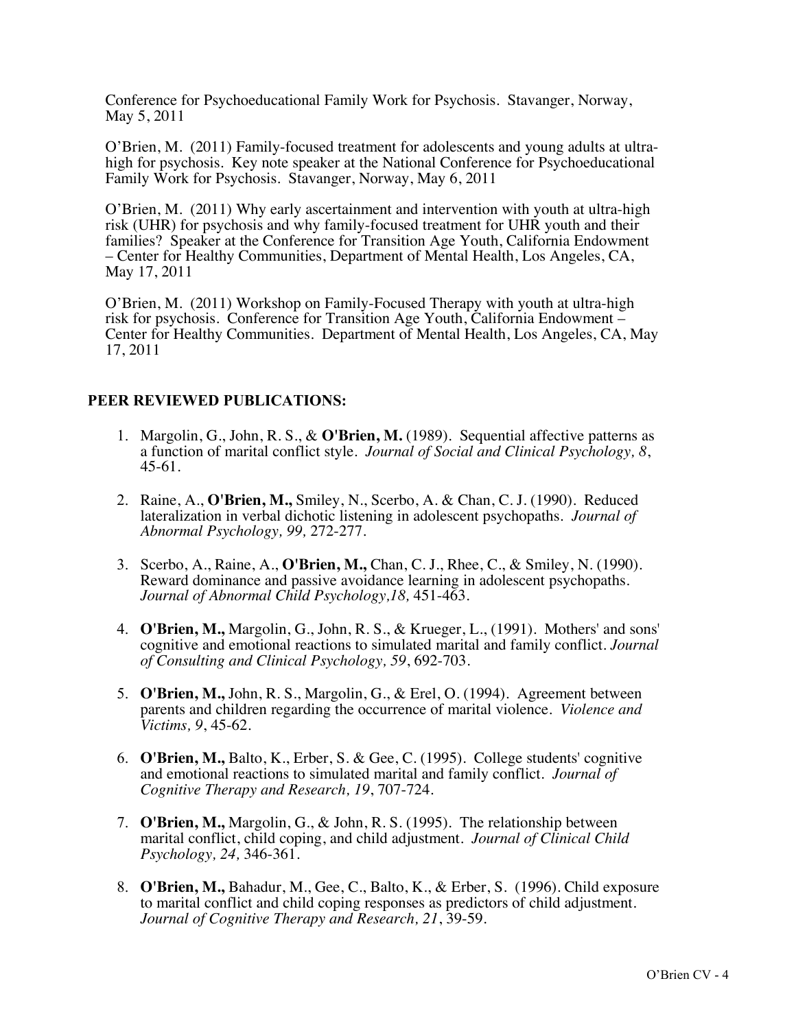Conference for Psychoeducational Family Work for Psychosis. Stavanger, Norway, May 5, 2011

O'Brien, M. (2011) Family-focused treatment for adolescents and young adults at ultra-high for psychosis. Key note speaker at the National Conference for Psychoeducational Family Work for Psychosis. Stavanger, Norway, May 6, 2011

O'Brien, M. (2011) Why early ascertainment and intervention with youth at ultra-high risk (UHR) for psychosis and why family-focused treatment for UHR youth and their families? Speaker at the Conference for Transition Age Youth, California Endowment – Center for Healthy Communities, Department of Mental Health, Los Angeles, CA, May 17, 2011

O'Brien, M. (2011) Workshop on Family-Focused Therapy with youth at ultra-high risk for psychosis. Conference for Transition Age Youth, California Endowment – Center for Healthy Communities. Department of Mental Health, Los Angeles, CA, May 17, 2011

## PEER REVIEWED PUBLICATIONS:

1. Margolin, G., John, R. S., & **O'Brien, M.** (1989). Sequential affective patterns as a function of marital conflict style. *Journal of Social and Clinical Psychology, 8*, 45-61.

2. Raine, A., **O'Brien, M.,** Smiley, N., Scerbo, A. & Chan, C. J. (1990). Reduced lateralization in verbal dichotic listening in adolescent psychopaths. *Journal of Abnormal Psychology, 99,* 272-277.

3. Scerbo, A., Raine, A., **O'Brien, M.,** Chan, C. J., Rhee, C., & Smiley, N. (1990). Reward dominance and passive avoidance learning in adolescent psychopaths. *Journal of Abnormal Child Psychology,18,* 451-463.

4. **O'Brien, M.,** Margolin, G., John, R. S., & Krueger, L., (1991). Mothers' and sons' cognitive and emotional reactions to simulated marital and family conflict. *Journal of Consulting and Clinical Psychology, 59*, 692-703.

5. **O'Brien, M.,** John, R. S., Margolin, G., & Erel, O. (1994). Agreement between parents and children regarding the occurrence of marital violence. *Violence and Victims, 9*, 45-62.

6. **O'Brien, M.,** Balto, K., Erber, S. & Gee, C. (1995). College students' cognitive and emotional reactions to simulated marital and family conflict. *Journal of Cognitive Therapy and Research, 19*, 707-724.

7. **O'Brien, M.,** Margolin, G., & John, R. S. (1995). The relationship between marital conflict, child coping, and child adjustment. *Journal of Clinical Child Psychology, 24,* 346-361.

8. **O'Brien, M.,** Bahadur, M., Gee, C., Balto, K., & Erber, S. (1996). Child exposure to marital conflict and child coping responses as predictors of child adjustment. *Journal of Cognitive Therapy and Research, 21*, 39-59.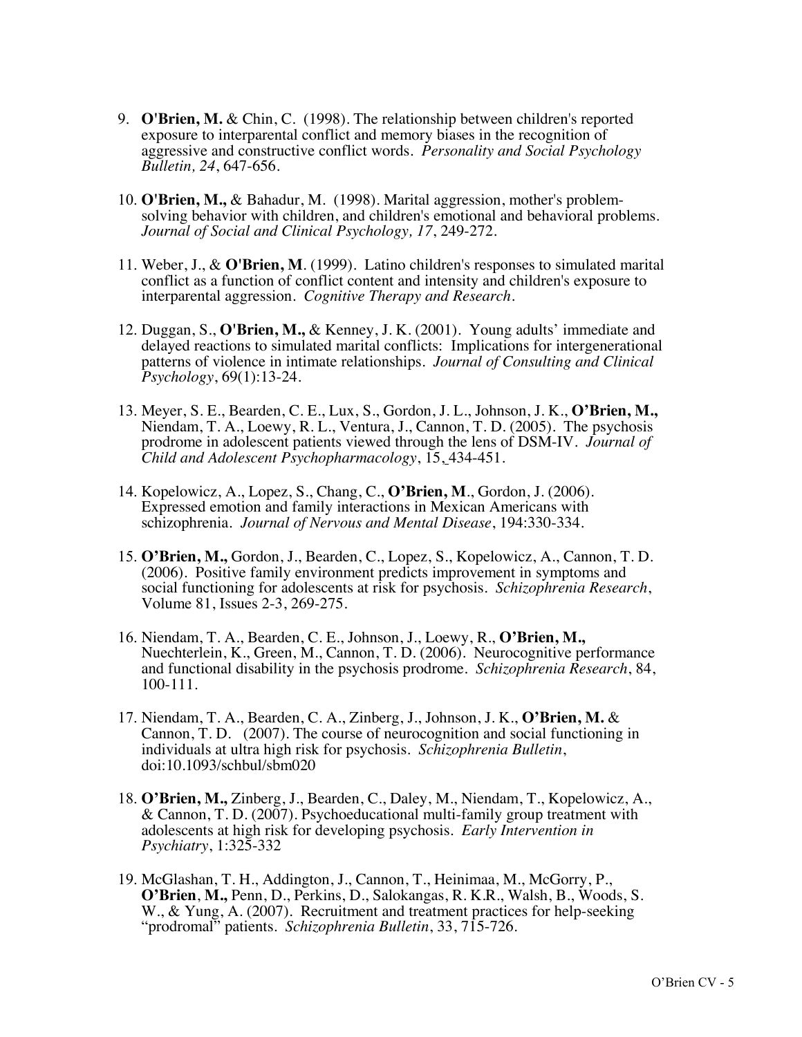9. **O'Brien, M.** & Chin, C. (1998). The relationship between children's reported exposure to interparental conflict and memory biases in the recognition of aggressive and constructive conflict words. *Personality and Social Psychology Bulletin, 24*, 647-656.

10. **O'Brien, M.,** & Bahadur, M. (1998). Marital aggression, mother's problem-solving behavior with children, and children's emotional and behavioral problems. *Journal of Social and Clinical Psychology, 17*, 249-272.

11. Weber, J., & **O'Brien, M**. (1999). Latino children's responses to simulated marital conflict as a function of conflict content and intensity and children's exposure to interparental aggression. *Cognitive Therapy and Research*.

12. Duggan, S., **O'Brien, M.,** & Kenney, J. K. (2001). Young adults' immediate and delayed reactions to simulated marital conflicts: Implications for intergenerational patterns of violence in intimate relationships. *Journal of Consulting and Clinical Psychology*, 69(1):13-24.

13. Meyer, S. E., Bearden, C. E., Lux, S., Gordon, J. L., Johnson, J. K., **O'Brien, M.,** Niendam, T. A., Loewy, R. L., Ventura, J., Cannon, T. D. (2005). The psychosis prodrome in adolescent patients viewed through the lens of DSM-IV. *Journal of Child and Adolescent Psychopharmacology*, 15, 434-451.

14. Kopelowicz, A., Lopez, S., Chang, C., **O'Brien, M**., Gordon, J. (2006). Expressed emotion and family interactions in Mexican Americans with schizophrenia. *Journal of Nervous and Mental Disease*, 194:330-334.

15. **O'Brien, M.,** Gordon, J., Bearden, C., Lopez, S., Kopelowicz, A., Cannon, T. D. (2006). Positive family environment predicts improvement in symptoms and social functioning for adolescents at risk for psychosis. *Schizophrenia Research*, Volume 81, Issues 2-3, 269-275.

16. Niendam, T. A., Bearden, C. E., Johnson, J., Loewy, R., **O'Brien, M.,** Nuechterlein, K., Green, M., Cannon, T. D. (2006). Neurocognitive performance and functional disability in the psychosis prodrome. *Schizophrenia Research*, 84, 100-111.

17. Niendam, T. A., Bearden, C. A., Zinberg, J., Johnson, J. K., **O'Brien, M.** & Cannon, T. D. (2007). The course of neurocognition and social functioning in individuals at ultra high risk for psychosis. *Schizophrenia Bulletin*, doi:10.1093/schbul/sbm020

18. **O'Brien, M.,** Zinberg, J., Bearden, C., Daley, M., Niendam, T., Kopelowicz, A., & Cannon, T. D. (2007). Psychoeducational multi-family group treatment with adolescents at high risk for developing psychosis. *Early Intervention in Psychiatry*, 1:325-332

19. McGlashan, T. H., Addington, J., Cannon, T., Heinimaa, M., McGorry, P., **O'Brien**, **M.,** Penn, D., Perkins, D., Salokangas, R. K.R., Walsh, B., Woods, S. W., & Yung, A. (2007). Recruitment and treatment practices for help-seeking "prodromal" patients. *Schizophrenia Bulletin*, 33, 715-726.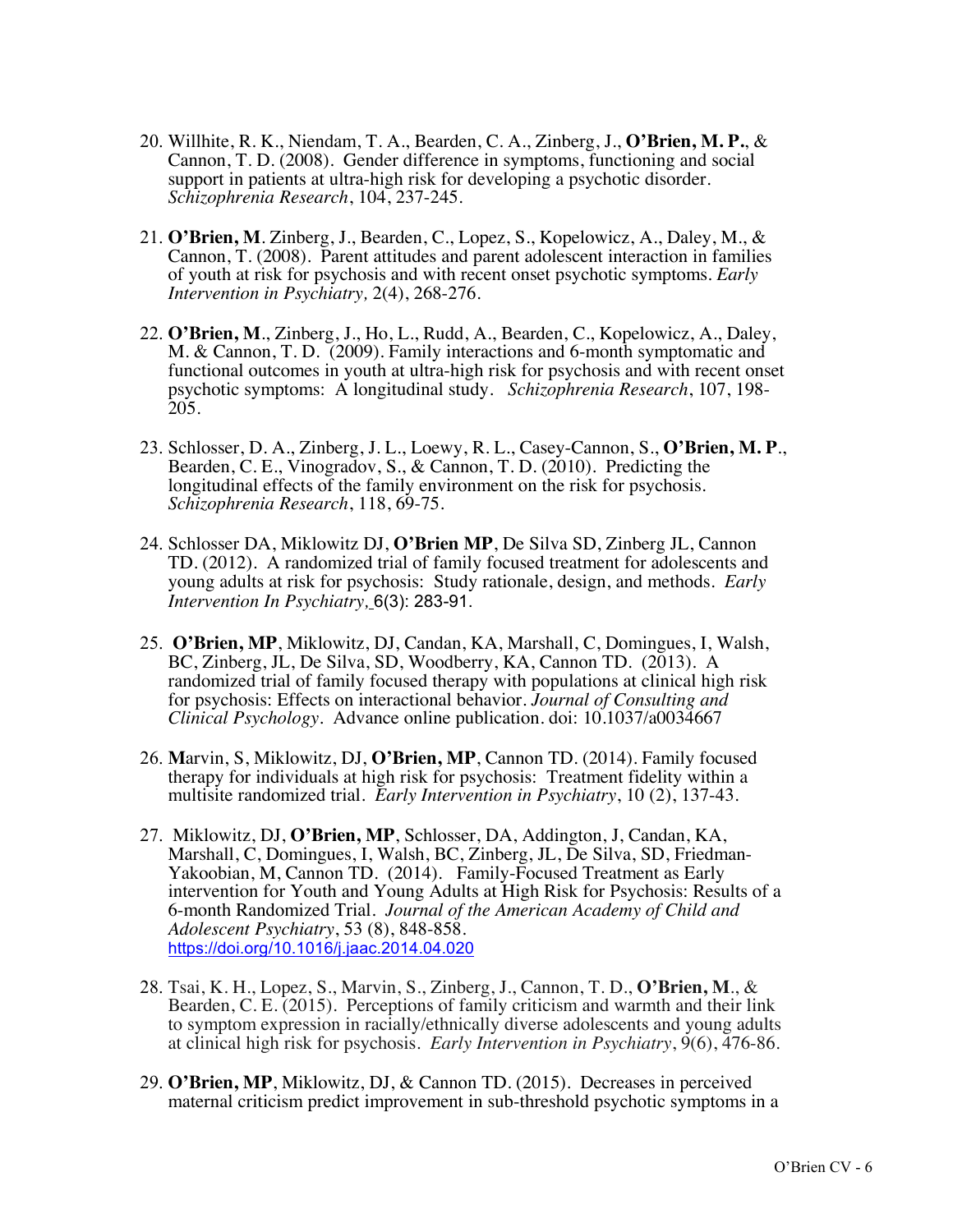20. Willhite, R. K., Niendam, T. A., Bearden, C. A., Zinberg, J., **O'Brien, M. P.**, & Cannon, T. D. (2008). Gender difference in symptoms, functioning and social support in patients at ultra-high risk for developing a psychotic disorder. *Schizophrenia Research*, 104, 237-245.

21. **O'Brien, M**. Zinberg, J., Bearden, C., Lopez, S., Kopelowicz, A., Daley, M., & Cannon, T. (2008). Parent attitudes and parent adolescent interaction in families of youth at risk for psychosis and with recent onset psychotic symptoms. *Early Intervention in Psychiatry,* 2(4), 268-276.

22. **O'Brien, M**., Zinberg, J., Ho, L., Rudd, A., Bearden, C., Kopelowicz, A., Daley, M. & Cannon, T. D. (2009). Family interactions and 6-month symptomatic and functional outcomes in youth at ultra-high risk for psychosis and with recent onset psychotic symptoms: A longitudinal study. *Schizophrenia Research*, 107, 198-205.

23. Schlosser, D. A., Zinberg, J. L., Loewy, R. L., Casey-Cannon, S., **O'Brien, M. P**., Bearden, C. E., Vinogradov, S., & Cannon, T. D. (2010). Predicting the longitudinal effects of the family environment on the risk for psychosis. *Schizophrenia Research*, 118, 69-75.

24. Schlosser DA, Miklowitz DJ, **O'Brien MP**, De Silva SD, Zinberg JL, Cannon TD. (2012). A randomized trial of family focused treatment for adolescents and young adults at risk for psychosis: Study rationale, design, and methods. *Early Intervention In Psychiatry,* 6(3): 283-91.

25. **O'Brien, MP**, Miklowitz, DJ, Candan, KA, Marshall, C, Domingues, I, Walsh, BC, Zinberg, JL, De Silva, SD, Woodberry, KA, Cannon TD. (2013). A randomized trial of family focused therapy with populations at clinical high risk for psychosis: Effects on interactional behavior. *Journal of Consulting and Clinical Psychology*. Advance online publication. doi: 10.1037/a0034667

26. **M**arvin, S, Miklowitz, DJ, **O'Brien, MP**, Cannon TD. (2014). Family focused therapy for individuals at high risk for psychosis: Treatment fidelity within a multisite randomized trial. *Early Intervention in Psychiatry*, 10 (2), 137-43.

27. Miklowitz, DJ, **O'Brien, MP**, Schlosser, DA, Addington, J, Candan, KA, Marshall, C, Domingues, I, Walsh, BC, Zinberg, JL, De Silva, SD, Friedman-Yakoobian, M, Cannon TD. (2014). Family-Focused Treatment as Early intervention for Youth and Young Adults at High Risk for Psychosis: Results of a 6-month Randomized Trial. *Journal of the American Academy of Child and Adolescent Psychiatry*, 53 (8), 848-858. https://doi.org/10.1016/j.jaac.2014.04.020

28. Tsai, K. H., Lopez, S., Marvin, S., Zinberg, J., Cannon, T. D., **O'Brien, M**., & Bearden, C. E. (2015). Perceptions of family criticism and warmth and their link to symptom expression in racially/ethnically diverse adolescents and young adults at clinical high risk for psychosis. *Early Intervention in Psychiatry*, 9(6), 476-86.

29. **O'Brien, MP**, Miklowitz, DJ, & Cannon TD. (2015). Decreases in perceived maternal criticism predict improvement in sub-threshold psychotic symptoms in a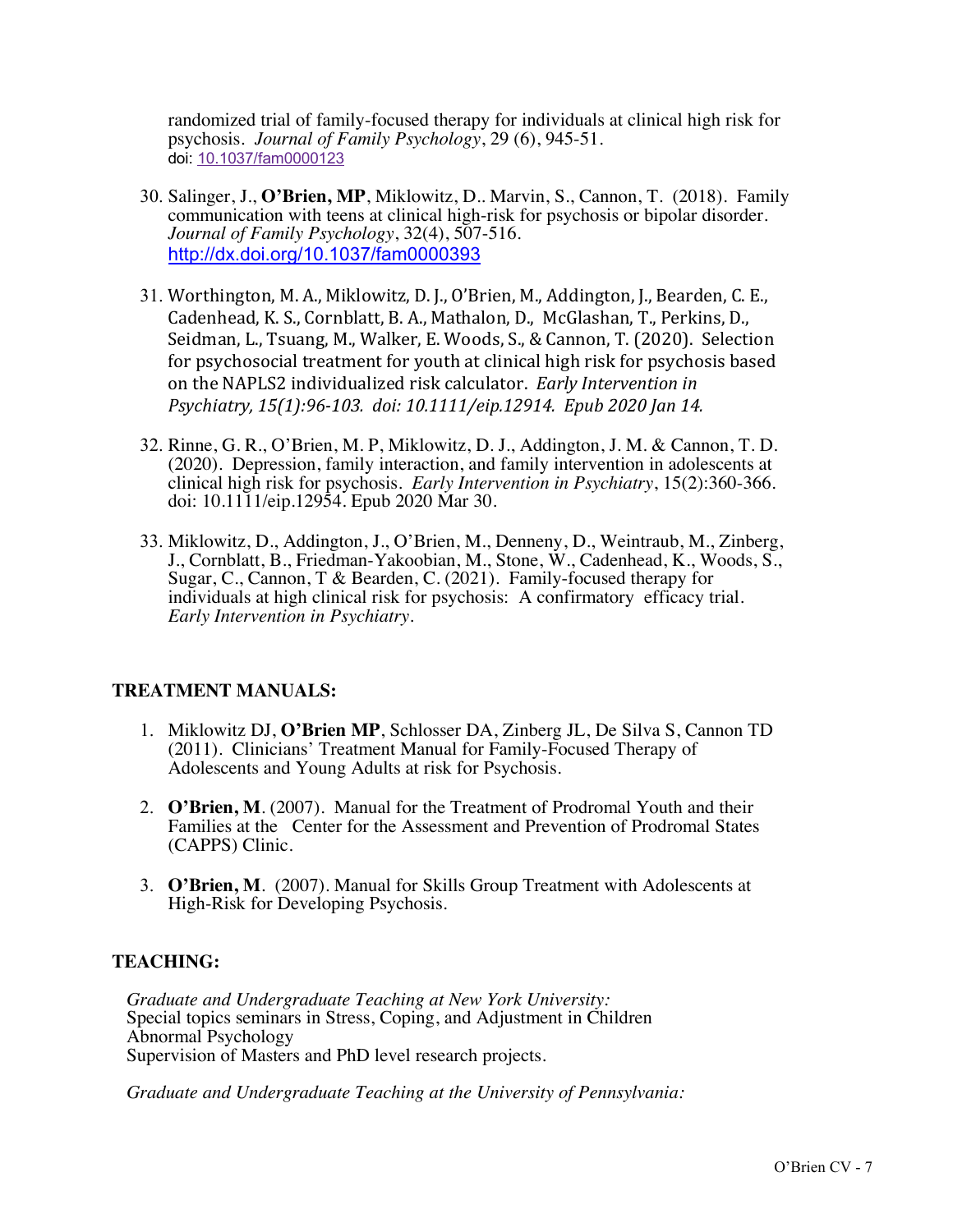randomized trial of family-focused therapy for individuals at clinical high risk for psychosis. *Journal of Family Psychology*, 29 (6), 945-51.
doi: 10.1037/fam0000123

30. Salinger, J., **O'Brien, MP**, Miklowitz, D.. Marvin, S., Cannon, T. (2018). Family communication with teens at clinical high-risk for psychosis or bipolar disorder. *Journal of Family Psychology*, 32(4), 507-516.
http://dx.doi.org/10.1037/fam0000393

31. Worthington, M. A., Miklowitz, D. J., O'Brien, M., Addington, J., Bearden, C. E., Cadenhead, K. S., Cornblatt, B. A., Mathalon, D., McGlashan, T., Perkins, D., Seidman, L., Tsuang, M., Walker, E. Woods, S., & Cannon, T. (2020). Selection for psychosocial treatment for youth at clinical high risk for psychosis based on the NAPLS2 individualized risk calculator. *Early Intervention in Psychiatry, 15(1):96-103. doi: 10.1111/eip.12914. Epub 2020 Jan 14.*

32. Rinne, G. R., O'Brien, M. P, Miklowitz, D. J., Addington, J. M. & Cannon, T. D. (2020). Depression, family interaction, and family intervention in adolescents at clinical high risk for psychosis. *Early Intervention in Psychiatry*, 15(2):360-366. doi: 10.1111/eip.12954. Epub 2020 Mar 30.

33. Miklowitz, D., Addington, J., O'Brien, M., Denneny, D., Weintraub, M., Zinberg, J., Cornblatt, B., Friedman-Yakoobian, M., Stone, W., Cadenhead, K., Woods, S., Sugar, C., Cannon, T & Bearden, C. (2021). Family-focused therapy for individuals at high clinical risk for psychosis: A confirmatory efficacy trial. *Early Intervention in Psychiatry*.

## TREATMENT MANUALS:

1. Miklowitz DJ, **O'Brien MP**, Schlosser DA, Zinberg JL, De Silva S, Cannon TD (2011). Clinicians' Treatment Manual for Family-Focused Therapy of Adolescents and Young Adults at risk for Psychosis.

2. **O'Brien, M**. (2007). Manual for the Treatment of Prodromal Youth and their Families at the Center for the Assessment and Prevention of Prodromal States (CAPPS) Clinic.

3. **O'Brien, M**. (2007). Manual for Skills Group Treatment with Adolescents at High-Risk for Developing Psychosis.

## TEACHING:

*Graduate and Undergraduate Teaching at New York University:*
Special topics seminars in Stress, Coping, and Adjustment in Children
Abnormal Psychology
Supervision of Masters and PhD level research projects.

*Graduate and Undergraduate Teaching at the University of Pennsylvania:*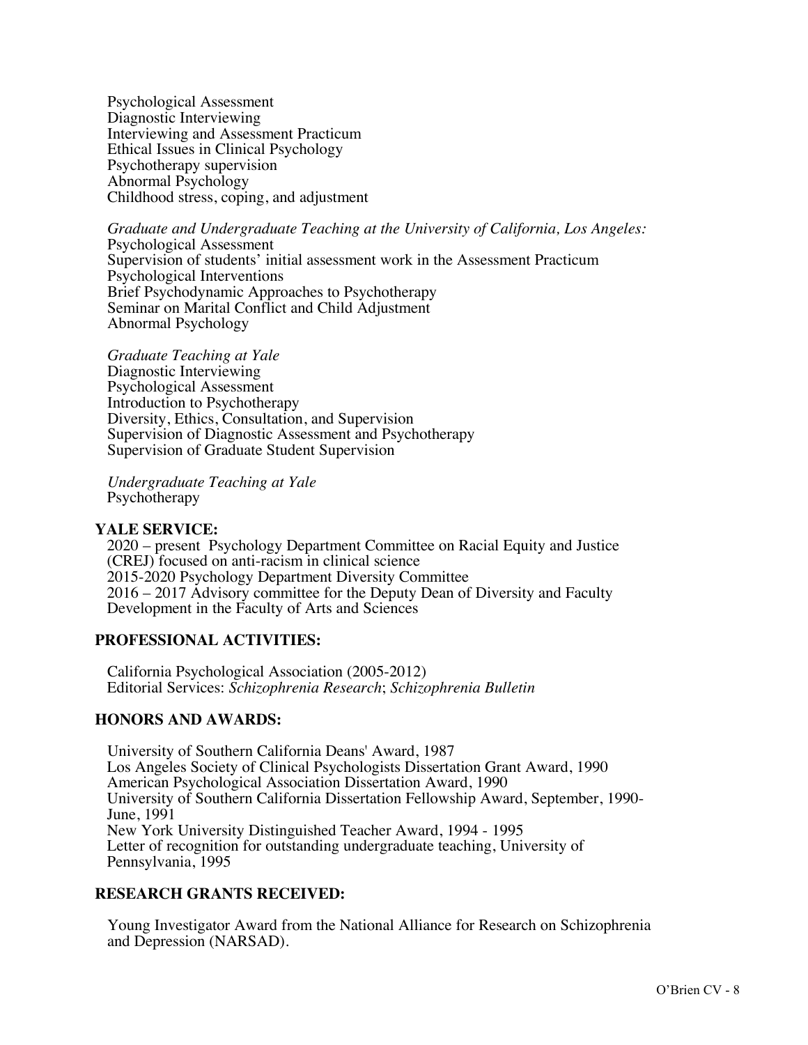Psychological Assessment
Diagnostic Interviewing
Interviewing and Assessment Practicum
Ethical Issues in Clinical Psychology
Psychotherapy supervision
Abnormal Psychology
Childhood stress, coping, and adjustment

*Graduate and Undergraduate Teaching at the University of California, Los Angeles:*
Psychological Assessment
Supervision of students' initial assessment work in the Assessment Practicum
Psychological Interventions
Brief Psychodynamic Approaches to Psychotherapy
Seminar on Marital Conflict and Child Adjustment
Abnormal Psychology

*Graduate Teaching at Yale*
Diagnostic Interviewing
Psychological Assessment
Introduction to Psychotherapy
Diversity, Ethics, Consultation, and Supervision
Supervision of Diagnostic Assessment and Psychotherapy
Supervision of Graduate Student Supervision

*Undergraduate Teaching at Yale*
Psychotherapy

## YALE SERVICE:

2020 – present Psychology Department Committee on Racial Equity and Justice (CREJ) focused on anti-racism in clinical science
2015-2020 Psychology Department Diversity Committee
2016 – 2017 Advisory committee for the Deputy Dean of Diversity and Faculty Development in the Faculty of Arts and Sciences

## PROFESSIONAL ACTIVITIES:

California Psychological Association (2005-2012)
Editorial Services: *Schizophrenia Research*; *Schizophrenia Bulletin*

## HONORS AND AWARDS:

University of Southern California Deans' Award, 1987
Los Angeles Society of Clinical Psychologists Dissertation Grant Award, 1990
American Psychological Association Dissertation Award, 1990
University of Southern California Dissertation Fellowship Award, September, 1990-June, 1991
New York University Distinguished Teacher Award, 1994 - 1995
Letter of recognition for outstanding undergraduate teaching, University of Pennsylvania, 1995

## RESEARCH GRANTS RECEIVED:

Young Investigator Award from the National Alliance for Research on Schizophrenia and Depression (NARSAD).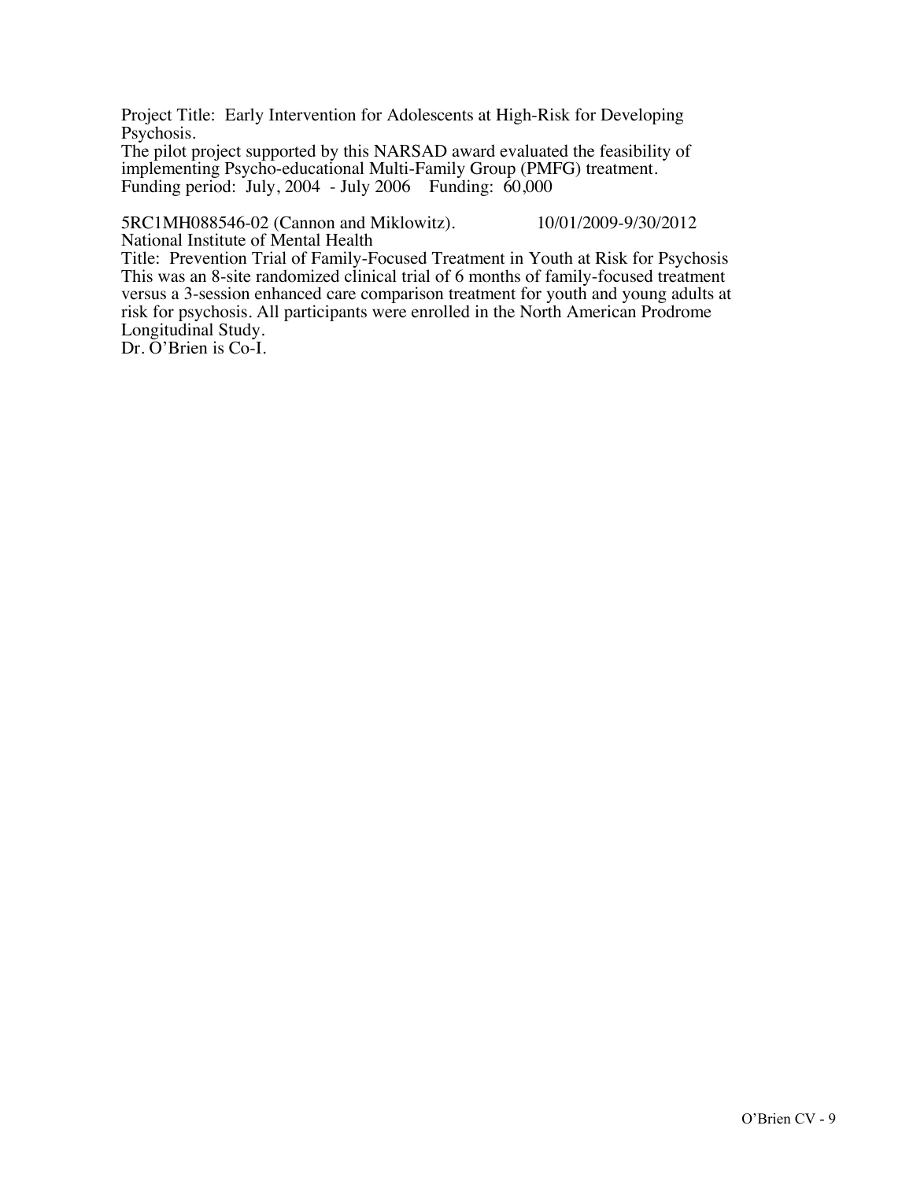Project Title: Early Intervention for Adolescents at High-Risk for Developing Psychosis.
The pilot project supported by this NARSAD award evaluated the feasibility of implementing Psycho-educational Multi-Family Group (PMFG) treatment.
Funding period: July, 2004 - July 2006 Funding: 60,000

5RC1MH088546-02 (Cannon and Miklowitz). 10/01/2009-9/30/2012
National Institute of Mental Health
Title: Prevention Trial of Family-Focused Treatment in Youth at Risk for Psychosis
This was an 8-site randomized clinical trial of 6 months of family-focused treatment versus a 3-session enhanced care comparison treatment for youth and young adults at risk for psychosis. All participants were enrolled in the North American Prodrome Longitudinal Study.
Dr. O'Brien is Co-I.